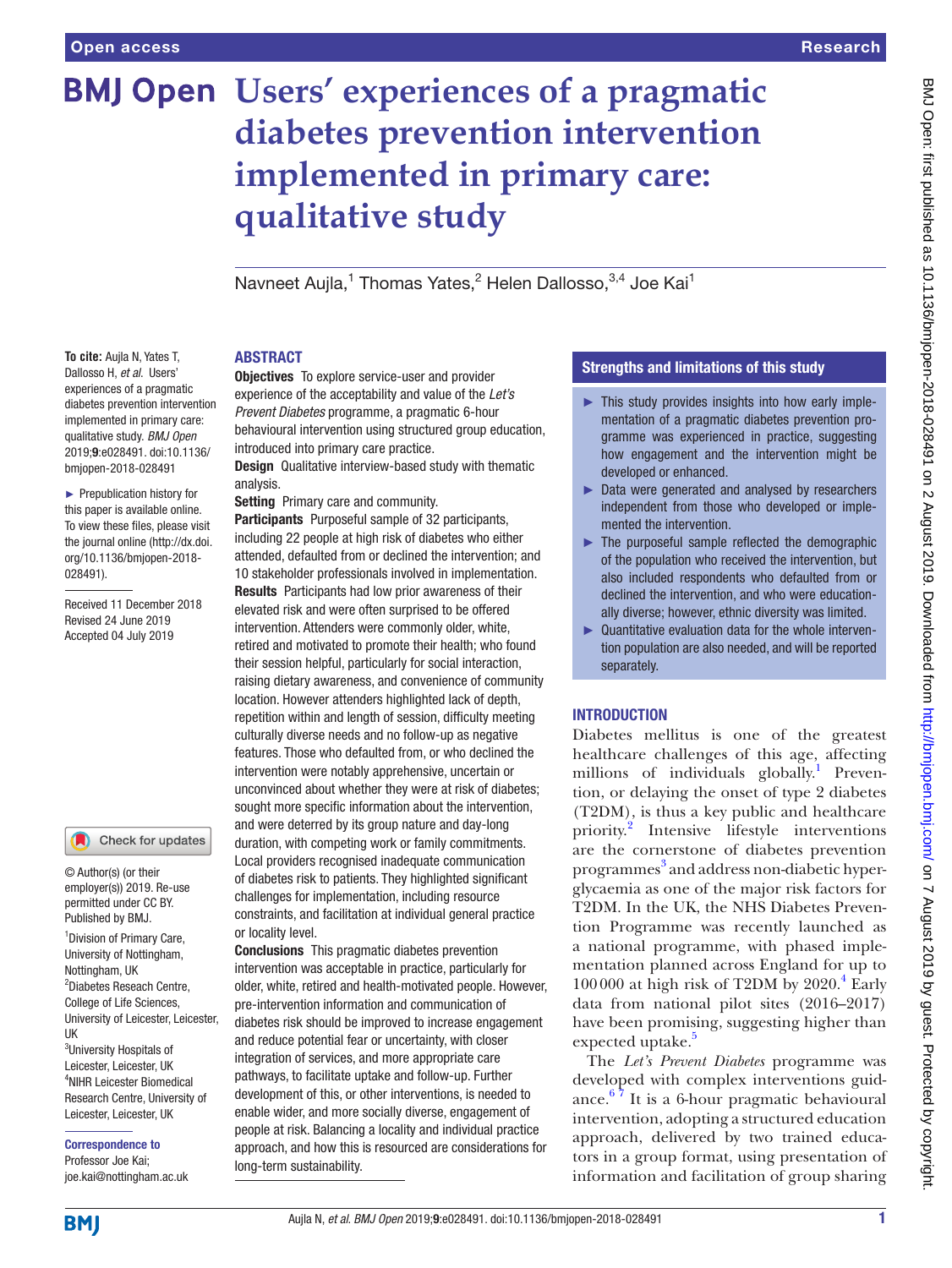# Users' experiences of a pragmatic diabetes prevention intervention implemented in primary care: qualitative study

Navneet Aujla,[1] Thomas Yates,[2] Helen Dallosso,[3,4] Joe Kai[1]

**To cite:** Aujla N, Yates T, Dallosso H, *et al*. Users' experiences of a pragmatic diabetes prevention intervention implemented in primary care: qualitative study. *BMJ Open* 2019;**9**:e028491. doi:10.1136/bmjopen-2018-028491

► Prepublication history for this paper is available online. To view these files, please visit the journal online (http://dx.doi.org/10.1136/bmjopen-2018-028491).

Received 11 December 2018
Revised 24 June 2019
Accepted 04 July 2019

© Author(s) (or their employer(s)) 2019. Re-use permitted under CC BY. Published by BMJ.

[1]Division of Primary Care, University of Nottingham, Nottingham, UK
[2]Diabetes Reseach Centre, College of Life Sciences, University of Leicester, Leicester, UK
[3]University Hospitals of Leicester, Leicester, UK
[4]NIHR Leicester Biomedical Research Centre, University of Leicester, Leicester, UK

**Correspondence to**
Professor Joe Kai; joe.kai@nottingham.ac.uk

## ABSTRACT

**Objectives** To explore service-user and provider experience of the acceptability and value of the *Let's Prevent Diabetes* programme, a pragmatic 6-hour behavioural intervention using structured group education, introduced into primary care practice.

**Design** Qualitative interview-based study with thematic analysis.

**Setting** Primary care and community.

**Participants** Purposeful sample of 32 participants, including 22 people at high risk of diabetes who either attended, defaulted from or declined the intervention; and 10 stakeholder professionals involved in implementation.

**Results** Participants had low prior awareness of their elevated risk and were often surprised to be offered intervention. Attenders were commonly older, white, retired and motivated to promote their health; who found their session helpful, particularly for social interaction, raising dietary awareness, and convenience of community location. However attenders highlighted lack of depth, repetition within and length of session, difficulty meeting culturally diverse needs and no follow-up as negative features. Those who defaulted from, or who declined the intervention were notably apprehensive, uncertain or unconvinced about whether they were at risk of diabetes; sought more specific information about the intervention, and were deterred by its group nature and day-long duration, with competing work or family commitments. Local providers recognised inadequate communication of diabetes risk to patients. They highlighted significant challenges for implementation, including resource constraints, and facilitation at individual general practice or locality level.

**Conclusions** This pragmatic diabetes prevention intervention was acceptable in practice, particularly for older, white, retired and health-motivated people. However, pre-intervention information and communication of diabetes risk should be improved to increase engagement and reduce potential fear or uncertainty, with closer integration of services, and more appropriate care pathways, to facilitate uptake and follow-up. Further development of this, or other interventions, is needed to enable wider, and more socially diverse, engagement of people at risk. Balancing a locality and individual practice approach, and how this is resourced are considerations for long-term sustainability.

## Strengths and limitations of this study

- This study provides insights into how early implementation of a pragmatic diabetes prevention programme was experienced in practice, suggesting how engagement and the intervention might be developed or enhanced.
- Data were generated and analysed by researchers independent from those who developed or implemented the intervention.
- The purposeful sample reflected the demographic of the population who received the intervention, but also included respondents who defaulted from or declined the intervention, and who were educationally diverse; however, ethnic diversity was limited.
- Quantitative evaluation data for the whole intervention population are also needed, and will be reported separately.

## INTRODUCTION

Diabetes mellitus is one of the greatest healthcare challenges of this age, affecting millions of individuals globally.[1] Prevention, or delaying the onset of type 2 diabetes (T2DM), is thus a key public and healthcare priority.[2] Intensive lifestyle interventions are the cornerstone of diabetes prevention programmes[3] and address non-diabetic hyperglycaemia as one of the major risk factors for T2DM. In the UK, the NHS Diabetes Prevention Programme was recently launched as a national programme, with phased implementation planned across England for up to 100 000 at high risk of T2DM by 2020.[4] Early data from national pilot sites (2016–2017) have been promising, suggesting higher than expected uptake.[5]

The *Let's Prevent Diabetes* programme was developed with complex interventions guidance.[6,7] It is a 6-hour pragmatic behavioural intervention, adopting a structured education approach, delivered by two trained educators in a group format, using presentation of information and facilitation of group sharing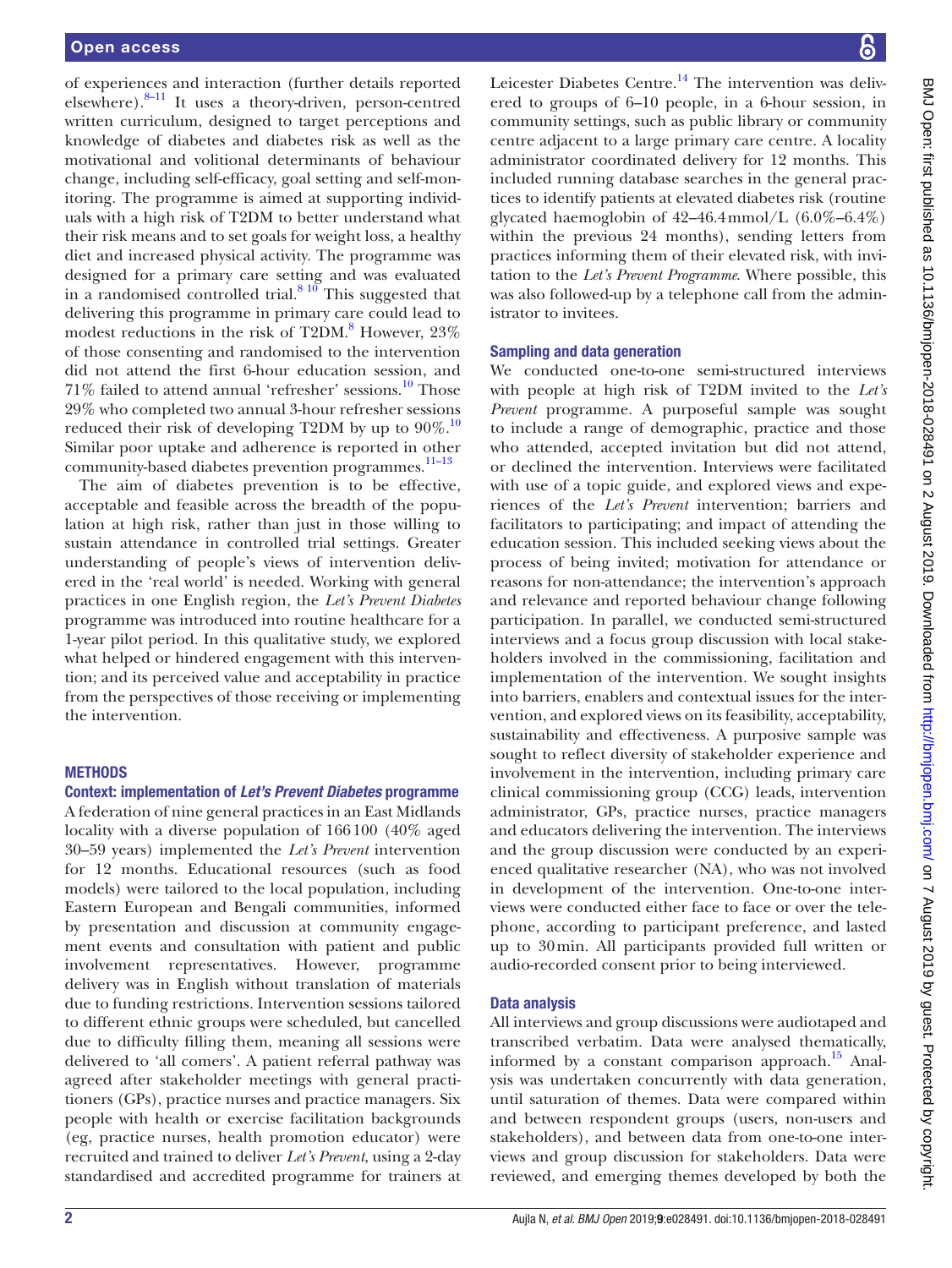of experiences and interaction (further details reported elsewhere).[8–11] It uses a theory-driven, person-centred written curriculum, designed to target perceptions and knowledge of diabetes and diabetes risk as well as the motivational and volitional determinants of behaviour change, including self-efficacy, goal setting and self-monitoring. The programme is aimed at supporting individuals with a high risk of T2DM to better understand what their risk means and to set goals for weight loss, a healthy diet and increased physical activity. The programme was designed for a primary care setting and was evaluated in a randomised controlled trial.[8 10] This suggested that delivering this programme in primary care could lead to modest reductions in the risk of T2DM.[8] However, 23% of those consenting and randomised to the intervention did not attend the first 6-hour education session, and 71% failed to attend annual 'refresher' sessions.[10] Those 29% who completed two annual 3-hour refresher sessions reduced their risk of developing T2DM by up to 90%.[10] Similar poor uptake and adherence is reported in other community-based diabetes prevention programmes.[11–13]

The aim of diabetes prevention is to be effective, acceptable and feasible across the breadth of the population at high risk, rather than just in those willing to sustain attendance in controlled trial settings. Greater understanding of people's views of intervention delivered in the 'real world' is needed. Working with general practices in one English region, the *Let's Prevent Diabetes* programme was introduced into routine healthcare for a 1-year pilot period. In this qualitative study, we explored what helped or hindered engagement with this intervention; and its perceived value and acceptability in practice from the perspectives of those receiving or implementing the intervention.

## METHODS

### Context: implementation of *Let's Prevent Diabetes* programme

A federation of nine general practices in an East Midlands locality with a diverse population of 166 100 (40% aged 30–59 years) implemented the *Let's Prevent* intervention for 12 months. Educational resources (such as food models) were tailored to the local population, including Eastern European and Bengali communities, informed by presentation and discussion at community engagement events and consultation with patient and public involvement representatives. However, programme delivery was in English without translation of materials due to funding restrictions. Intervention sessions tailored to different ethnic groups were scheduled, but cancelled due to difficulty filling them, meaning all sessions were delivered to 'all comers'. A patient referral pathway was agreed after stakeholder meetings with general practitioners (GPs), practice nurses and practice managers. Six people with health or exercise facilitation backgrounds (eg, practice nurses, health promotion educator) were recruited and trained to deliver *Let's Prevent*, using a 2-day standardised and accredited programme for trainers at Leicester Diabetes Centre.[14] The intervention was delivered to groups of 6–10 people, in a 6-hour session, in community settings, such as public library or community centre adjacent to a large primary care centre. A locality administrator coordinated delivery for 12 months. This included running database searches in the general practices to identify patients at elevated diabetes risk (routine glycated haemoglobin of 42–46.4 mmol/L (6.0%–6.4%) within the previous 24 months), sending letters from practices informing them of their elevated risk, with invitation to the *Let's Prevent Programme*. Where possible, this was also followed-up by a telephone call from the administrator to invitees.

### Sampling and data generation

We conducted one-to-one semi-structured interviews with people at high risk of T2DM invited to the *Let's Prevent* programme. A purposeful sample was sought to include a range of demographic, practice and those who attended, accepted invitation but did not attend, or declined the intervention. Interviews were facilitated with use of a topic guide, and explored views and experiences of the *Let's Prevent* intervention; barriers and facilitators to participating; and impact of attending the education session. This included seeking views about the process of being invited; motivation for attendance or reasons for non-attendance; the intervention's approach and relevance and reported behaviour change following participation. In parallel, we conducted semi-structured interviews and a focus group discussion with local stakeholders involved in the commissioning, facilitation and implementation of the intervention. We sought insights into barriers, enablers and contextual issues for the intervention, and explored views on its feasibility, acceptability, sustainability and effectiveness. A purposive sample was sought to reflect diversity of stakeholder experience and involvement in the intervention, including primary care clinical commissioning group (CCG) leads, intervention administrator, GPs, practice nurses, practice managers and educators delivering the intervention. The interviews and the group discussion were conducted by an experienced qualitative researcher (NA), who was not involved in development of the intervention. One-to-one interviews were conducted either face to face or over the telephone, according to participant preference, and lasted up to 30 min. All participants provided full written or audio-recorded consent prior to being interviewed.

### Data analysis

All interviews and group discussions were audiotaped and transcribed verbatim. Data were analysed thematically, informed by a constant comparison approach.[15] Analysis was undertaken concurrently with data generation, until saturation of themes. Data were compared within and between respondent groups (users, non-users and stakeholders), and between data from one-to-one interviews and group discussion for stakeholders. Data were reviewed, and emerging themes developed by both the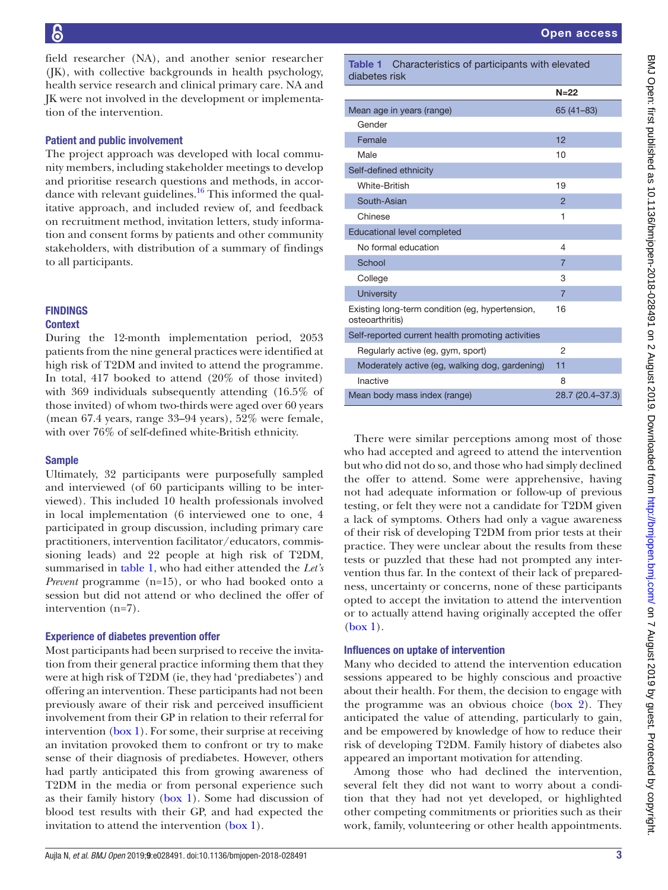field researcher (NA), and another senior researcher (JK), with collective backgrounds in health psychology, health service research and clinical primary care. NA and JK were not involved in the development or implementation of the intervention.

### Patient and public involvement

The project approach was developed with local community members, including stakeholder meetings to develop and prioritise research questions and methods, in accordance with relevant guidelines.[16] This informed the qualitative approach, and included review of, and feedback on recruitment method, invitation letters, study information and consent forms by patients and other community stakeholders, with distribution of a summary of findings to all participants.

## FINDINGS

### Context

During the 12-month implementation period, 2053 patients from the nine general practices were identified at high risk of T2DM and invited to attend the programme. In total, 417 booked to attend (20% of those invited) with 369 individuals subsequently attending (16.5% of those invited) of whom two-thirds were aged over 60 years (mean 67.4 years, range 33–94 years), 52% were female, with over 76% of self-defined white-British ethnicity.

### Sample

Ultimately, 32 participants were purposefully sampled and interviewed (of 60 participants willing to be interviewed). This included 10 health professionals involved in local implementation (6 interviewed one to one, 4 participated in group discussion, including primary care practitioners, intervention facilitator/educators, commissioning leads) and 22 people at high risk of T2DM, summarised in table 1, who had either attended the *Let's Prevent* programme (n=15), or who had booked onto a session but did not attend or who declined the offer of intervention (n=7).

### Experience of diabetes prevention offer

Most participants had been surprised to receive the invitation from their general practice informing them that they were at high risk of T2DM (ie, they had 'prediabetes') and offering an intervention. These participants had not been previously aware of their risk and perceived insufficient involvement from their GP in relation to their referral for intervention (box 1). For some, their surprise at receiving an invitation provoked them to confront or try to make sense of their diagnosis of prediabetes. However, others had partly anticipated this from growing awareness of T2DM in the media or from personal experience such as their family history (box 1). Some had discussion of blood test results with their GP, and had expected the invitation to attend the intervention (box 1).

**Table 1** Characteristics of participants with elevated diabetes risk

| | N=22 |
|---|---|
| Mean age in years (range) | 65 (41–83) |
| Gender | |
| Female | 12 |
| Male | 10 |
| Self-defined ethnicity | |
| White-British | 19 |
| South-Asian | 2 |
| Chinese | 1 |
| Educational level completed | |
| No formal education | 4 |
| School | 7 |
| College | 3 |
| University | 7 |
| Existing long-term condition (eg, hypertension, osteoarthritis) | 16 |
| Self-reported current health promoting activities | |
| Regularly active (eg, gym, sport) | 2 |
| Moderately active (eg, walking dog, gardening) | 11 |
| Inactive | 8 |
| Mean body mass index (range) | 28.7 (20.4–37.3) |

There were similar perceptions among most of those who had accepted and agreed to attend the intervention but who did not do so, and those who had simply declined the offer to attend. Some were apprehensive, having not had adequate information or follow-up of previous testing, or felt they were not a candidate for T2DM given a lack of symptoms. Others had only a vague awareness of their risk of developing T2DM from prior tests at their practice. They were unclear about the results from these tests or puzzled that these had not prompted any intervention thus far. In the context of their lack of preparedness, uncertainty or concerns, none of these participants opted to accept the invitation to attend the intervention or to actually attend having originally accepted the offer (box 1).

### Influences on uptake of intervention

Many who decided to attend the intervention education sessions appeared to be highly conscious and proactive about their health. For them, the decision to engage with the programme was an obvious choice (box 2). They anticipated the value of attending, particularly to gain, and be empowered by knowledge of how to reduce their risk of developing T2DM. Family history of diabetes also appeared an important motivation for attending.

Among those who had declined the intervention, several felt they did not want to worry about a condition that they had not yet developed, or highlighted other competing commitments or priorities such as their work, family, volunteering or other health appointments.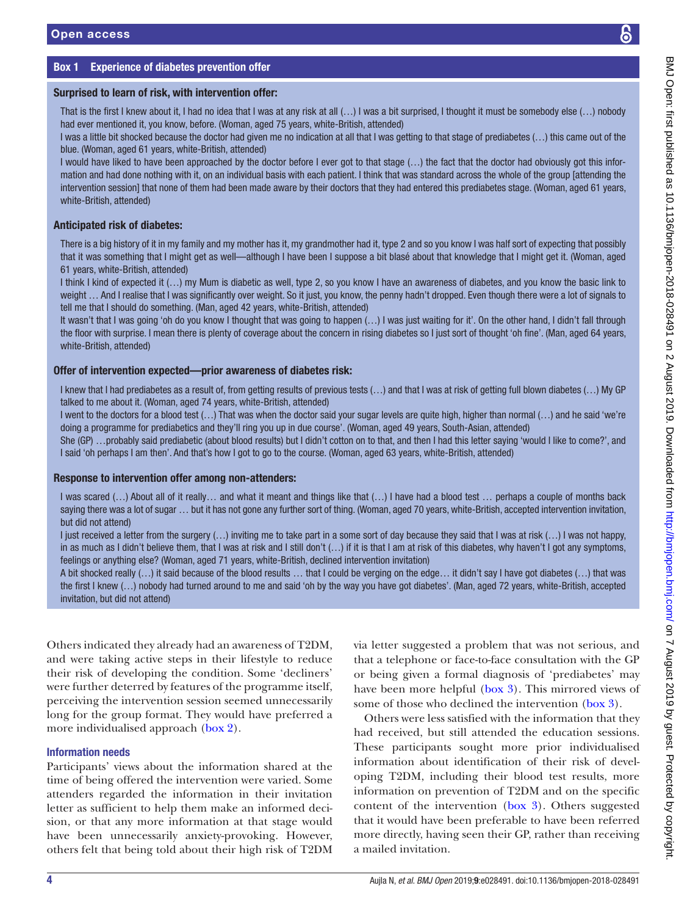## Box 1 Experience of diabetes prevention offer

**Surprised to learn of risk, with intervention offer:**

That is the first I knew about it, I had no idea that I was at any risk at all (…) I was a bit surprised, I thought it must be somebody else (…) nobody had ever mentioned it, you know, before. (Woman, aged 75 years, white-British, attended)

I was a little bit shocked because the doctor had given me no indication at all that I was getting to that stage of prediabetes (…) this came out of the blue. (Woman, aged 61 years, white-British, attended)

I would have liked to have been approached by the doctor before I ever got to that stage (…) the fact that the doctor had obviously got this information and had done nothing with it, on an individual basis with each patient. I think that was standard across the whole of the group [attending the intervention session] that none of them had been made aware by their doctors that they had entered this prediabetes stage. (Woman, aged 61 years, white-British, attended)

**Anticipated risk of diabetes:**

There is a big history of it in my family and my mother has it, my grandmother had it, type 2 and so you know I was half sort of expecting that possibly that it was something that I might get as well—although I have been I suppose a bit blasé about that knowledge that I might get it. (Woman, aged 61 years, white-British, attended)

I think I kind of expected it (…) my Mum is diabetic as well, type 2, so you know I have an awareness of diabetes, and you know the basic link to weight … And I realise that I was significantly over weight. So it just, you know, the penny hadn't dropped. Even though there were a lot of signals to tell me that I should do something. (Man, aged 42 years, white-British, attended)

It wasn't that I was going 'oh do you know I thought that was going to happen (…) I was just waiting for it'. On the other hand, I didn't fall through the floor with surprise. I mean there is plenty of coverage about the concern in rising diabetes so I just sort of thought 'oh fine'. (Man, aged 64 years, white-British, attended)

**Offer of intervention expected—prior awareness of diabetes risk:**

I knew that I had prediabetes as a result of, from getting results of previous tests (…) and that I was at risk of getting full blown diabetes (…) My GP talked to me about it. (Woman, aged 74 years, white-British, attended)

I went to the doctors for a blood test (…) That was when the doctor said your sugar levels are quite high, higher than normal (…) and he said 'we're doing a programme for prediabetics and they'll ring you up in due course'. (Woman, aged 49 years, South-Asian, attended)

She (GP) …probably said prediabetic (about blood results) but I didn't cotton on to that, and then I had this letter saying 'would I like to come?', and I said 'oh perhaps I am then'. And that's how I got to go to the course. (Woman, aged 63 years, white-British, attended)

**Response to intervention offer among non-attenders:**

I was scared (…) About all of it really… and what it meant and things like that (…) I have had a blood test … perhaps a couple of months back saying there was a lot of sugar … but it has not gone any further sort of thing. (Woman, aged 70 years, white-British, accepted intervention invitation, but did not attend)

I just received a letter from the surgery (…) inviting me to take part in a some sort of day because they said that I was at risk (…) I was not happy, in as much as I didn't believe them, that I was at risk and I still don't (…) if it is that I am at risk of this diabetes, why haven't I got any symptoms, feelings or anything else? (Woman, aged 71 years, white-British, declined intervention invitation)

A bit shocked really (…) it said because of the blood results … that I could be verging on the edge… it didn't say I have got diabetes (…) that was the first I knew (…) nobody had turned around to me and said 'oh by the way you have got diabetes'. (Man, aged 72 years, white-British, accepted invitation, but did not attend)

Others indicated they already had an awareness of T2DM, and were taking active steps in their lifestyle to reduce their risk of developing the condition. Some 'decliners' were further deterred by features of the programme itself, perceiving the intervention session seemed unnecessarily long for the group format. They would have preferred a more individualised approach (box 2).

### Information needs

Participants' views about the information shared at the time of being offered the intervention were varied. Some attenders regarded the information in their invitation letter as sufficient to help them make an informed decision, or that any more information at that stage would have been unnecessarily anxiety-provoking. However, others felt that being told about their high risk of T2DM via letter suggested a problem that was not serious, and that a telephone or face-to-face consultation with the GP or being given a formal diagnosis of 'prediabetes' may have been more helpful (box 3). This mirrored views of some of those who declined the intervention (box 3).

Others were less satisfied with the information that they had received, but still attended the education sessions. These participants sought more prior individualised information about identification of their risk of developing T2DM, including their blood test results, more information on prevention of T2DM and on the specific content of the intervention (box 3). Others suggested that it would have been preferable to have been referred more directly, having seen their GP, rather than receiving a mailed invitation.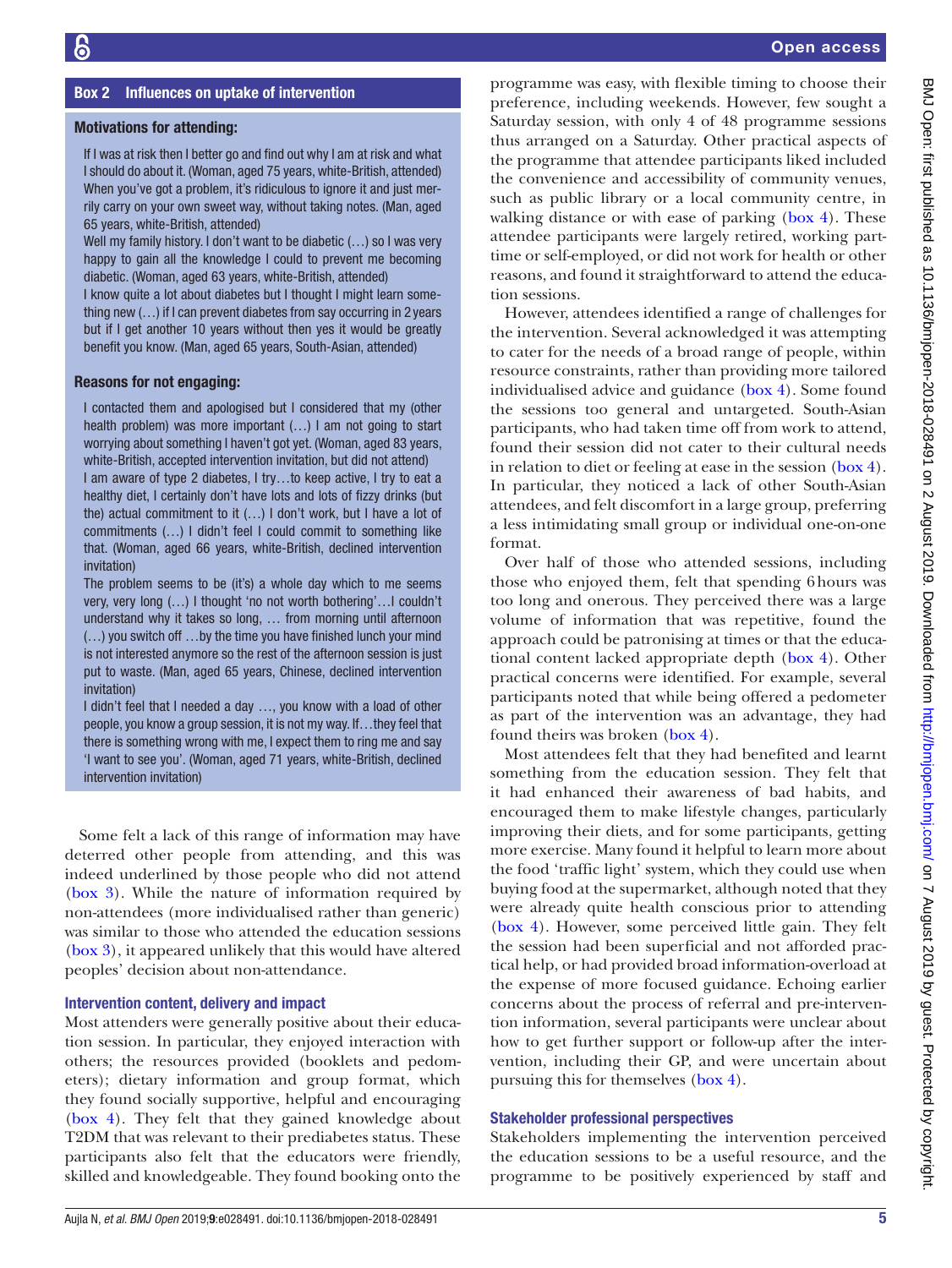**Box 2 Influences on uptake of intervention**

**Motivations for attending:**

If I was at risk then I better go and find out why I am at risk and what I should do about it. (Woman, aged 75 years, white-British, attended)

When you've got a problem, it's ridiculous to ignore it and just merrily carry on your own sweet way, without taking notes. (Man, aged 65 years, white-British, attended)

Well my family history. I don't want to be diabetic (…) so I was very happy to gain all the knowledge I could to prevent me becoming diabetic. (Woman, aged 63 years, white-British, attended)

I know quite a lot about diabetes but I thought I might learn something new (…) if I can prevent diabetes from say occurring in 2 years but if I get another 10 years without then yes it would be greatly benefit you know. (Man, aged 65 years, South-Asian, attended)

**Reasons for not engaging:**

I contacted them and apologised but I considered that my (other health problem) was more important (…) I am not going to start worrying about something I haven't got yet. (Woman, aged 83 years, white-British, accepted intervention invitation, but did not attend)

I am aware of type 2 diabetes, I try…to keep active, I try to eat a healthy diet, I certainly don't have lots and lots of fizzy drinks (but the) actual commitment to it (…) I don't work, but I have a lot of commitments (…) I didn't feel I could commit to something like that. (Woman, aged 66 years, white-British, declined intervention invitation)

The problem seems to be (it's) a whole day which to me seems very, very long (…) I thought 'no not worth bothering'…I couldn't understand why it takes so long, … from morning until afternoon (…) you switch off …by the time you have finished lunch your mind is not interested anymore so the rest of the afternoon session is just put to waste. (Man, aged 65 years, Chinese, declined intervention invitation)

I didn't feel that I needed a day …, you know with a load of other people, you know a group session, it is not my way. If…they feel that there is something wrong with me, I expect them to ring me and say 'I want to see you'. (Woman, aged 71 years, white-British, declined intervention invitation)

Some felt a lack of this range of information may have deterred other people from attending, and this was indeed underlined by those people who did not attend (box 3). While the nature of information required by non-attendees (more individualised rather than generic) was similar to those who attended the education sessions (box 3), it appeared unlikely that this would have altered peoples' decision about non-attendance.

### Intervention content, delivery and impact

Most attenders were generally positive about their education session. In particular, they enjoyed interaction with others; the resources provided (booklets and pedometers); dietary information and group format, which they found socially supportive, helpful and encouraging (box 4). They felt that they gained knowledge about T2DM that was relevant to their prediabetes status. These participants also felt that the educators were friendly, skilled and knowledgeable. They found booking onto the programme was easy, with flexible timing to choose their preference, including weekends. However, few sought a Saturday session, with only 4 of 48 programme sessions thus arranged on a Saturday. Other practical aspects of the programme that attendee participants liked included the convenience and accessibility of community venues, such as public library or a local community centre, in walking distance or with ease of parking (box 4). These attendee participants were largely retired, working part-time or self-employed, or did not work for health or other reasons, and found it straightforward to attend the education sessions.

However, attendees identified a range of challenges for the intervention. Several acknowledged it was attempting to cater for the needs of a broad range of people, within resource constraints, rather than providing more tailored individualised advice and guidance (box 4). Some found the sessions too general and untargeted. South-Asian participants, who had taken time off from work to attend, found their session did not cater to their cultural needs in relation to diet or feeling at ease in the session (box 4). In particular, they noticed a lack of other South-Asian attendees, and felt discomfort in a large group, preferring a less intimidating small group or individual one-on-one format.

Over half of those who attended sessions, including those who enjoyed them, felt that spending 6 hours was too long and onerous. They perceived there was a large volume of information that was repetitive, found the approach could be patronising at times or that the educational content lacked appropriate depth (box 4). Other practical concerns were identified. For example, several participants noted that while being offered a pedometer as part of the intervention was an advantage, they had found theirs was broken (box 4).

Most attendees felt that they had benefited and learnt something from the education session. They felt that it had enhanced their awareness of bad habits, and encouraged them to make lifestyle changes, particularly improving their diets, and for some participants, getting more exercise. Many found it helpful to learn more about the food 'traffic light' system, which they could use when buying food at the supermarket, although noted that they were already quite health conscious prior to attending (box 4). However, some perceived little gain. They felt the session had been superficial and not afforded practical help, or had provided broad information-overload at the expense of more focused guidance. Echoing earlier concerns about the process of referral and pre-intervention information, several participants were unclear about how to get further support or follow-up after the intervention, including their GP, and were uncertain about pursuing this for themselves (box 4).

### Stakeholder professional perspectives

Stakeholders implementing the intervention perceived the education sessions to be a useful resource, and the programme to be positively experienced by staff and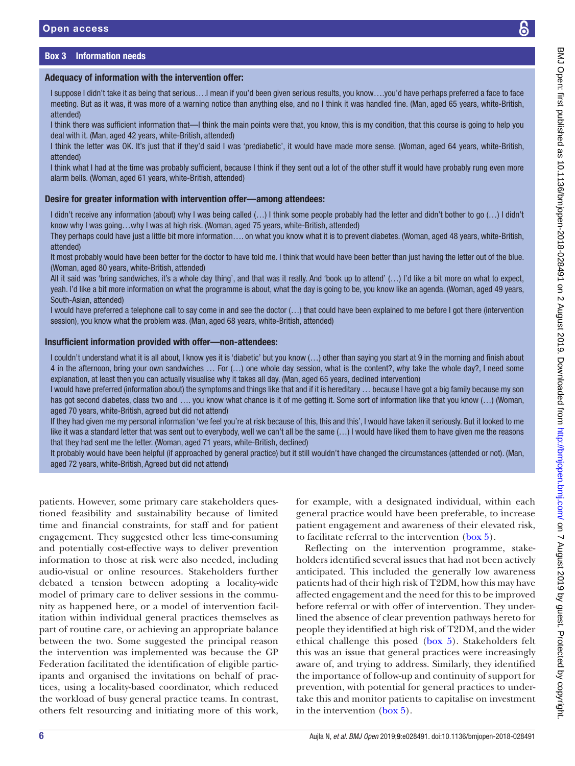## Box 3 Information needs

### Adequacy of information with the intervention offer:

I suppose I didn't take it as being that serious….I mean if you'd been given serious results, you know….you'd have perhaps preferred a face to face meeting. But as it was, it was more of a warning notice than anything else, and no I think it was handled fine. (Man, aged 65 years, white-British, attended)

I think there was sufficient information that—I think the main points were that, you know, this is my condition, that this course is going to help you deal with it. (Man, aged 42 years, white-British, attended)

I think the letter was OK. It's just that if they'd said I was 'prediabetic', it would have made more sense. (Woman, aged 64 years, white-British, attended)

I think what I had at the time was probably sufficient, because I think if they sent out a lot of the other stuff it would have probably rung even more alarm bells. (Woman, aged 61 years, white-British, attended)

### Desire for greater information with intervention offer—among attendees:

I didn't receive any information (about) why I was being called (…) I think some people probably had the letter and didn't bother to go (…) I didn't know why I was going…why I was at high risk. (Woman, aged 75 years, white-British, attended)

They perhaps could have just a little bit more information…. on what you know what it is to prevent diabetes. (Woman, aged 48 years, white-British, attended)

It most probably would have been better for the doctor to have told me. I think that would have been better than just having the letter out of the blue. (Woman, aged 80 years, white-British, attended)

All it said was 'bring sandwiches, it's a whole day thing', and that was it really. And 'book up to attend' (…) I'd like a bit more on what to expect, yeah. I'd like a bit more information on what the programme is about, what the day is going to be, you know like an agenda. (Woman, aged 49 years, South-Asian, attended)

I would have preferred a telephone call to say come in and see the doctor (…) that could have been explained to me before I got there (intervention session), you know what the problem was. (Man, aged 68 years, white-British, attended)

### Insufficient information provided with offer—non-attendees:

I couldn't understand what it is all about, I know yes it is 'diabetic' but you know (…) other than saying you start at 9 in the morning and finish about 4 in the afternoon, bring your own sandwiches … For (…) one whole day session, what is the content?, why take the whole day?, I need some explanation, at least then you can actually visualise why it takes all day. (Man, aged 65 years, declined intervention)

I would have preferred (information about) the symptoms and things like that and if it is hereditary … because I have got a big family because my son has got second diabetes, class two and …. you know what chance is it of me getting it. Some sort of information like that you know (…) (Woman, aged 70 years, white-British, agreed but did not attend)

If they had given me my personal information 'we feel you're at risk because of this, this and this', I would have taken it seriously. But it looked to me like it was a standard letter that was sent out to everybody, well we can't all be the same (…) I would have liked them to have given me the reasons that they had sent me the letter. (Woman, aged 71 years, white-British, declined)

It probably would have been helpful (if approached by general practice) but it still wouldn't have changed the circumstances (attended or not). (Man, aged 72 years, white-British, Agreed but did not attend)

patients. However, some primary care stakeholders questioned feasibility and sustainability because of limited time and financial constraints, for staff and for patient engagement. They suggested other less time-consuming and potentially cost-effective ways to deliver prevention information to those at risk were also needed, including audio-visual or online resources. Stakeholders further debated a tension between adopting a locality-wide model of primary care to deliver sessions in the community as happened here, or a model of intervention facilitation within individual general practices themselves as part of routine care, or achieving an appropriate balance between the two. Some suggested the principal reason the intervention was implemented was because the GP Federation facilitated the identification of eligible participants and organised the invitations on behalf of practices, using a locality-based coordinator, which reduced the workload of busy general practice teams. In contrast, others felt resourcing and initiating more of this work, for example, with a designated individual, within each general practice would have been preferable, to increase patient engagement and awareness of their elevated risk, to facilitate referral to the intervention (box 5).

Reflecting on the intervention programme, stakeholders identified several issues that had not been actively anticipated. This included the generally low awareness patients had of their high risk of T2DM, how this may have affected engagement and the need for this to be improved before referral or with offer of intervention. They underlined the absence of clear prevention pathways hereto for people they identified at high risk of T2DM, and the wider ethical challenge this posed (box 5). Stakeholders felt this was an issue that general practices were increasingly aware of, and trying to address. Similarly, they identified the importance of follow-up and continuity of support for prevention, with potential for general practices to undertake this and monitor patients to capitalise on investment in the intervention (box 5).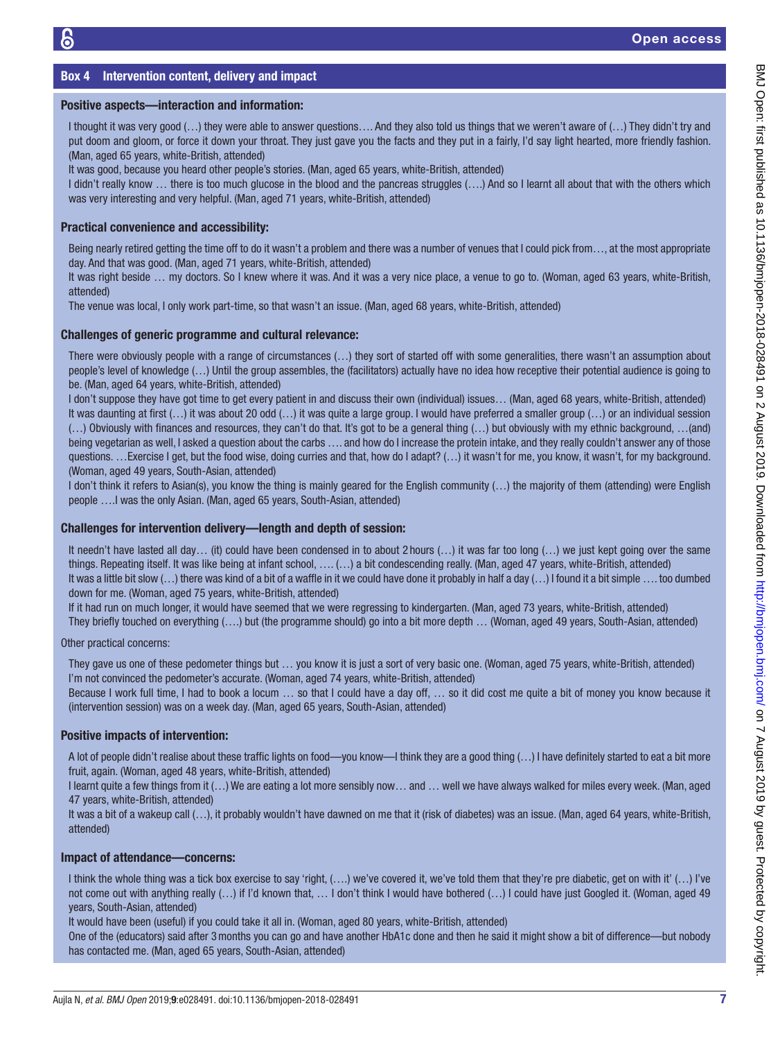## Box 4 Intervention content, delivery and impact

### Positive aspects—interaction and information:

I thought it was very good (…) they were able to answer questions…. And they also told us things that we weren't aware of (…) They didn't try and put doom and gloom, or force it down your throat. They just gave you the facts and they put in a fairly, I'd say light hearted, more friendly fashion. (Man, aged 65 years, white-British, attended)

It was good, because you heard other people's stories. (Man, aged 65 years, white-British, attended)

I didn't really know … there is too much glucose in the blood and the pancreas struggles (….) And so I learnt all about that with the others which was very interesting and very helpful. (Man, aged 71 years, white-British, attended)

### Practical convenience and accessibility:

Being nearly retired getting the time off to do it wasn't a problem and there was a number of venues that I could pick from…, at the most appropriate day. And that was good. (Man, aged 71 years, white-British, attended)

It was right beside … my doctors. So I knew where it was. And it was a very nice place, a venue to go to. (Woman, aged 63 years, white-British, attended)

The venue was local, I only work part-time, so that wasn't an issue. (Man, aged 68 years, white-British, attended)

### Challenges of generic programme and cultural relevance:

There were obviously people with a range of circumstances (…) they sort of started off with some generalities, there wasn't an assumption about people's level of knowledge (…) Until the group assembles, the (facilitators) actually have no idea how receptive their potential audience is going to be. (Man, aged 64 years, white-British, attended)

I don't suppose they have got time to get every patient in and discuss their own (individual) issues… (Man, aged 68 years, white-British, attended)

It was daunting at first (…) it was about 20 odd (…) it was quite a large group. I would have preferred a smaller group (…) or an individual session (…) Obviously with finances and resources, they can't do that. It's got to be a general thing (…) but obviously with my ethnic background, …(and) being vegetarian as well, I asked a question about the carbs …. and how do I increase the protein intake, and they really couldn't answer any of those questions. …Exercise I get, but the food wise, doing curries and that, how do I adapt? (…) it wasn't for me, you know, it wasn't, for my background. (Woman, aged 49 years, South-Asian, attended)

I don't think it refers to Asian(s), you know the thing is mainly geared for the English community (…) the majority of them (attending) were English people ….I was the only Asian. (Man, aged 65 years, South-Asian, attended)

### Challenges for intervention delivery—length and depth of session:

It needn't have lasted all day… (it) could have been condensed in to about 2 hours (…) it was far too long (…) we just kept going over the same things. Repeating itself. It was like being at infant school, …. (…) a bit condescending really. (Man, aged 47 years, white-British, attended)

It was a little bit slow (…) there was kind of a bit of a waffle in it we could have done it probably in half a day (…) I found it a bit simple …. too dumbed down for me. (Woman, aged 75 years, white-British, attended)

If it had run on much longer, it would have seemed that we were regressing to kindergarten. (Man, aged 73 years, white-British, attended)

They briefly touched on everything (….) but (the programme should) go into a bit more depth … (Woman, aged 49 years, South-Asian, attended)

Other practical concerns:

They gave us one of these pedometer things but … you know it is just a sort of very basic one. (Woman, aged 75 years, white-British, attended)

I'm not convinced the pedometer's accurate. (Woman, aged 74 years, white-British, attended)

Because I work full time, I had to book a locum … so that I could have a day off, … so it did cost me quite a bit of money you know because it (intervention session) was on a week day. (Man, aged 65 years, South-Asian, attended)

### Positive impacts of intervention:

A lot of people didn't realise about these traffic lights on food—you know—I think they are a good thing (…) I have definitely started to eat a bit more fruit, again. (Woman, aged 48 years, white-British, attended)

I learnt quite a few things from it (…) We are eating a lot more sensibly now… and … well we have always walked for miles every week. (Man, aged 47 years, white-British, attended)

It was a bit of a wakeup call (…), it probably wouldn't have dawned on me that it (risk of diabetes) was an issue. (Man, aged 64 years, white-British, attended)

### Impact of attendance—concerns:

I think the whole thing was a tick box exercise to say 'right, (….) we've covered it, we've told them that they're pre diabetic, get on with it' (…) I've not come out with anything really (…) if I'd known that, … I don't think I would have bothered (…) I could have just Googled it. (Woman, aged 49 years, South-Asian, attended)

It would have been (useful) if you could take it all in. (Woman, aged 80 years, white-British, attended)

One of the (educators) said after 3 months you can go and have another HbA1c done and then he said it might show a bit of difference—but nobody has contacted me. (Man, aged 65 years, South-Asian, attended)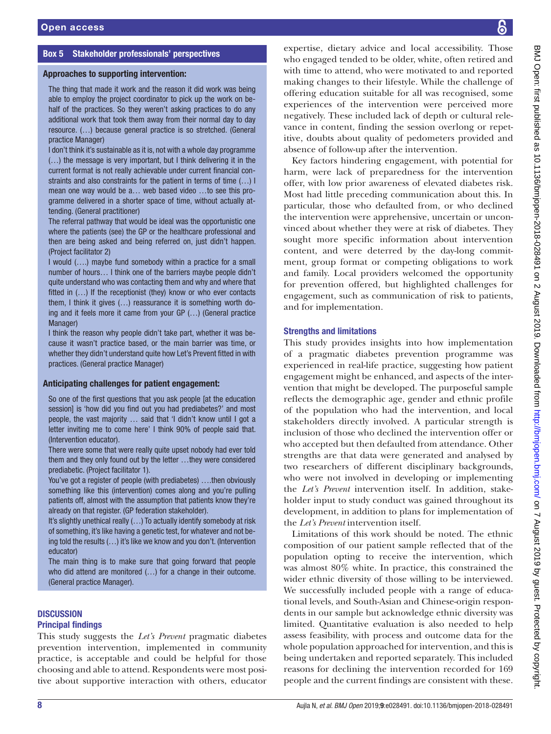## Box 5 Stakeholder professionals' perspectives

### Approaches to supporting intervention:

The thing that made it work and the reason it did work was being able to employ the project coordinator to pick up the work on behalf of the practices. So they weren't asking practices to do any additional work that took them away from their normal day to day resource. (…) because general practice is so stretched. (General practice Manager)

I don't think it's sustainable as it is, not with a whole day programme (…) the message is very important, but I think delivering it in the current format is not really achievable under current financial constraints and also constraints for the patient in terms of time (…) I mean one way would be a… web based video …to see this programme delivered in a shorter space of time, without actually attending. (General practitioner)

The referral pathway that would be ideal was the opportunistic one where the patients (see) the GP or the healthcare professional and then are being asked and being referred on, just didn't happen. (Project facilitator 2)

I would (….) maybe fund somebody within a practice for a small number of hours… I think one of the barriers maybe people didn't quite understand who was contacting them and why and where that fitted in (…) If the receptionist (they) know or who ever contacts them, I think it gives (…) reassurance it is something worth doing and it feels more it came from your GP (…) (General practice Manager)

I think the reason why people didn't take part, whether it was because it wasn't practice based, or the main barrier was time, or whether they didn't understand quite how Let's Prevent fitted in with practices. (General practice Manager)

### Anticipating challenges for patient engagement:

So one of the first questions that you ask people [at the education session] is 'how did you find out you had prediabetes?' and most people, the vast majority … said that 'I didn't know until I got a letter inviting me to come here' I think 90% of people said that. (Intervention educator).

There were some that were really quite upset nobody had ever told them and they only found out by the letter …they were considered prediabetic. (Project facilitator 1).

You've got a register of people (with prediabetes) ….then obviously something like this (intervention) comes along and you're pulling patients off, almost with the assumption that patients know they're already on that register. (GP federation stakeholder).

It's slightly unethical really (…) To actually identify somebody at risk of something, it's like having a genetic test, for whatever and not being told the results (…) it's like we know and you don't. (Intervention educator)

The main thing is to make sure that going forward that people who did attend are monitored (…) for a change in their outcome. (General practice Manager).

## DISCUSSION

### Principal findings

This study suggests the *Let's Prevent* pragmatic diabetes prevention intervention, implemented in community practice, is acceptable and could be helpful for those choosing and able to attend. Respondents were most positive about supportive interaction with others, educator expertise, dietary advice and local accessibility. Those who engaged tended to be older, white, often retired and with time to attend, who were motivated to and reported making changes to their lifestyle. While the challenge of offering education suitable for all was recognised, some experiences of the intervention were perceived more negatively. These included lack of depth or cultural relevance in content, finding the session overlong or repetitive, doubts about quality of pedometers provided and absence of follow-up after the intervention.

Key factors hindering engagement, with potential for harm, were lack of preparedness for the intervention offer, with low prior awareness of elevated diabetes risk. Most had little preceding communication about this. In particular, those who defaulted from, or who declined the intervention were apprehensive, uncertain or unconvinced about whether they were at risk of diabetes. They sought more specific information about intervention content, and were deterred by the day-long commitment, group format or competing obligations to work and family. Local providers welcomed the opportunity for prevention offered, but highlighted challenges for engagement, such as communication of risk to patients, and for implementation.

### Strengths and limitations

This study provides insights into how implementation of a pragmatic diabetes prevention programme was experienced in real-life practice, suggesting how patient engagement might be enhanced, and aspects of the intervention that might be developed. The purposeful sample reflects the demographic age, gender and ethnic profile of the population who had the intervention, and local stakeholders directly involved. A particular strength is inclusion of those who declined the intervention offer or who accepted but then defaulted from attendance. Other strengths are that data were generated and analysed by two researchers of different disciplinary backgrounds, who were not involved in developing or implementing the *Let's Prevent* intervention itself. In addition, stakeholder input to study conduct was gained throughout its development, in addition to plans for implementation of the *Let's Prevent* intervention itself.

Limitations of this work should be noted. The ethnic composition of our patient sample reflected that of the population opting to receive the intervention, which was almost 80% white. In practice, this constrained the wider ethnic diversity of those willing to be interviewed. We successfully included people with a range of educational levels, and South-Asian and Chinese-origin respondents in our sample but acknowledge ethnic diversity was limited. Quantitative evaluation is also needed to help assess feasibility, with process and outcome data for the whole population approached for intervention, and this is being undertaken and reported separately. This included reasons for declining the intervention recorded for 169 people and the current findings are consistent with these.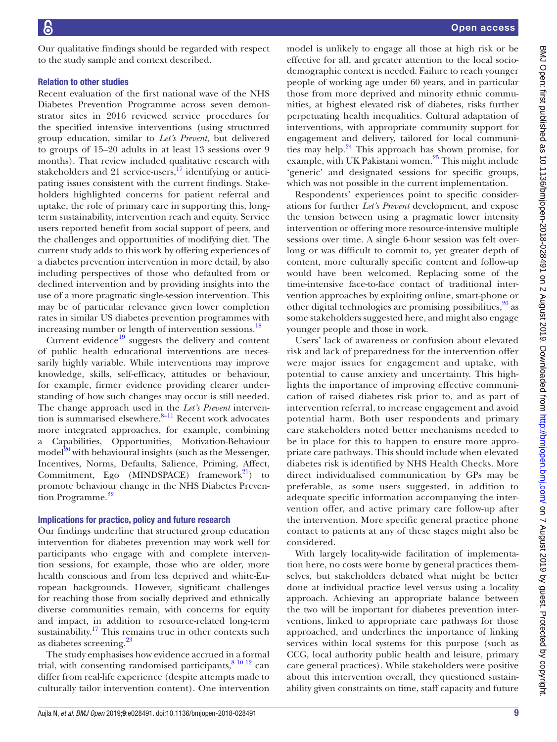Our qualitative findings should be regarded with respect to the study sample and context described.

### Relation to other studies

Recent evaluation of the first national wave of the NHS Diabetes Prevention Programme across seven demonstrator sites in 2016 reviewed service procedures for the specified intensive interventions (using structured group education, similar to *Let's Prevent*, but delivered to groups of 15–20 adults in at least 13 sessions over 9 months). That review included qualitative research with stakeholders and 21 service-users,[17] identifying or anticipating issues consistent with the current findings. Stakeholders highlighted concerns for patient referral and uptake, the role of primary care in supporting this, long-term sustainability, intervention reach and equity. Service users reported benefit from social support of peers, and the challenges and opportunities of modifying diet. The current study adds to this work by offering experiences of a diabetes prevention intervention in more detail, by also including perspectives of those who defaulted from or declined intervention and by providing insights into the use of a more pragmatic single-session intervention. This may be of particular relevance given lower completion rates in similar US diabetes prevention programmes with increasing number or length of intervention sessions.[18]

Current evidence[19] suggests the delivery and content of public health educational interventions are necessarily highly variable. While interventions may improve knowledge, skills, self-efficacy, attitudes or behaviour, for example, firmer evidence providing clearer understanding of how such changes may occur is still needed. The change approach used in the *Let's Prevent* intervention is summarised elsewhere.[8–11] Recent work advocates more integrated approaches, for example, combining a Capabilities, Opportunities, Motivation-Behaviour model[20] with behavioural insights (such as the Messenger, Incentives, Norms, Defaults, Salience, Priming, Affect, Commitment, Ego (MINDSPACE) framework[21]) to promote behaviour change in the NHS Diabetes Prevention Programme.[22]

### Implications for practice, policy and future research

Our findings underline that structured group education intervention for diabetes prevention may work well for participants who engage with and complete intervention sessions, for example, those who are older, more health conscious and from less deprived and white-European backgrounds. However, significant challenges for reaching those from socially deprived and ethnically diverse communities remain, with concerns for equity and impact, in addition to resource-related long-term sustainability.[17] This remains true in other contexts such as diabetes screening.[23]

The study emphasises how evidence accrued in a formal trial, with consenting randomised participants,[8 10 12] can differ from real-life experience (despite attempts made to culturally tailor intervention content). One intervention model is unlikely to engage all those at high risk or be effective for all, and greater attention to the local socio-demographic context is needed. Failure to reach younger people of working age under 60 years, and in particular those from more deprived and minority ethnic communities, at highest elevated risk of diabetes, risks further perpetuating health inequalities. Cultural adaptation of interventions, with appropriate community support for engagement and delivery, tailored for local communities may help.[24] This approach has shown promise, for example, with UK Pakistani women.[25] This might include 'generic' and designated sessions for specific groups, which was not possible in the current implementation.

Respondents' experiences point to specific considerations for further *Let's Prevent* development, and expose the tension between using a pragmatic lower intensity intervention or offering more resource-intensive multiple sessions over time. A single 6-hour session was felt overlong or was difficult to commit to, yet greater depth of content, more culturally specific content and follow-up would have been welcomed. Replacing some of the time-intensive face-to-face contact of traditional intervention approaches by exploiting online, smart-phone or other digital technologies are promising possibilities,[26] as some stakeholders suggested here, and might also engage younger people and those in work.

Users' lack of awareness or confusion about elevated risk and lack of preparedness for the intervention offer were major issues for engagement and uptake, with potential to cause anxiety and uncertainty. This highlights the importance of improving effective communication of raised diabetes risk prior to, and as part of intervention referral, to increase engagement and avoid potential harm. Both user respondents and primary care stakeholders noted better mechanisms needed to be in place for this to happen to ensure more appropriate care pathways. This should include when elevated diabetes risk is identified by NHS Health Checks. More direct individualised communication by GPs may be preferable, as some users suggested, in addition to adequate specific information accompanying the intervention offer, and active primary care follow-up after the intervention. More specific general practice phone contact to patients at any of these stages might also be considered.

With largely locality-wide facilitation of implementation here, no costs were borne by general practices themselves, but stakeholders debated what might be better done at individual practice level versus using a locality approach. Achieving an appropriate balance between the two will be important for diabetes prevention interventions, linked to appropriate care pathways for those approached, and underlines the importance of linking services within local systems for this purpose (such as CCG, local authority public health and leisure, primary care general practices). While stakeholders were positive about this intervention overall, they questioned sustainability given constraints on time, staff capacity and future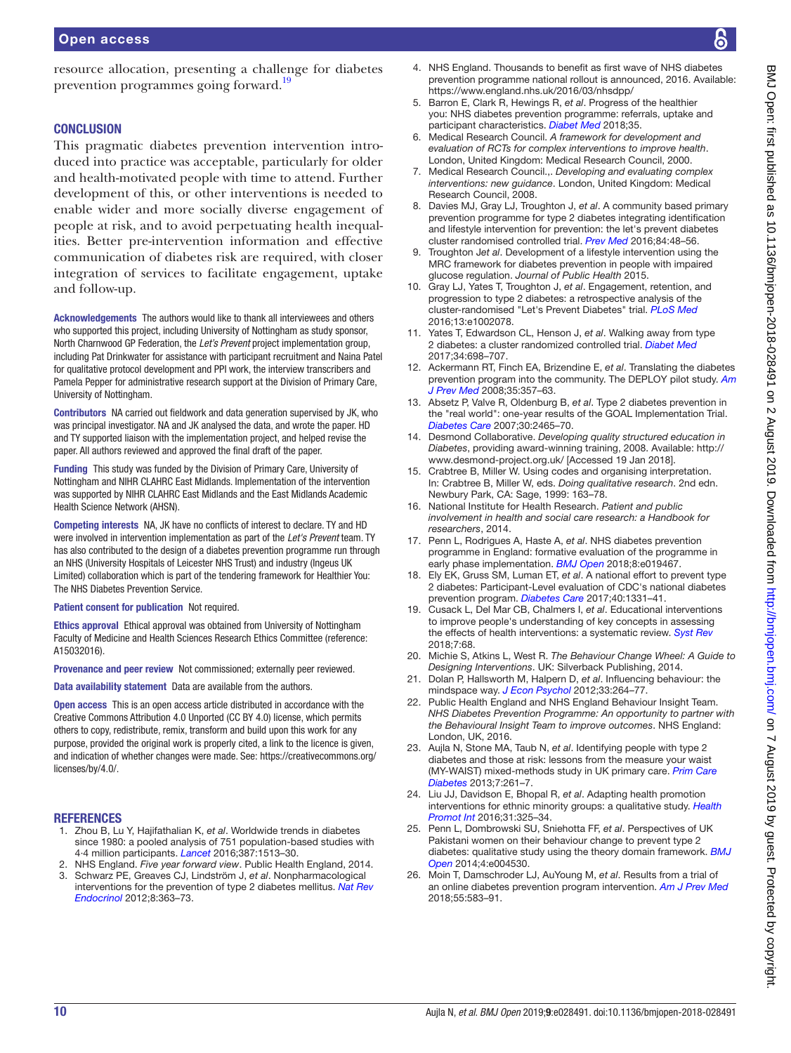resource allocation, presenting a challenge for diabetes prevention programmes going forward.[19]

## CONCLUSION

This pragmatic diabetes prevention intervention introduced into practice was acceptable, particularly for older and health-motivated people with time to attend. Further development of this, or other interventions is needed to enable wider and more socially diverse engagement of people at risk, and to avoid perpetuating health inequalities. Better pre-intervention information and effective communication of diabetes risk are required, with closer integration of services to facilitate engagement, uptake and follow-up.

**Acknowledgements** The authors would like to thank all interviewees and others who supported this project, including University of Nottingham as study sponsor, North Charnwood GP Federation, the *Let's Prevent* project implementation group, including Pat Drinkwater for assistance with participant recruitment and Naina Patel for qualitative protocol development and PPI work, the interview transcribers and Pamela Pepper for administrative research support at the Division of Primary Care, University of Nottingham.

**Contributors** NA carried out fieldwork and data generation supervised by JK, who was principal investigator. NA and JK analysed the data, and wrote the paper. HD and TY supported liaison with the implementation project, and helped revise the paper. All authors reviewed and approved the final draft of the paper.

**Funding** This study was funded by the Division of Primary Care, University of Nottingham and NIHR CLAHRC East Midlands. Implementation of the intervention was supported by NIHR CLAHRC East Midlands and the East Midlands Academic Health Science Network (AHSN).

**Competing interests** NA, JK have no conflicts of interest to declare. TY and HD were involved in intervention implementation as part of the *Let's Prevent* team. TY has also contributed to the design of a diabetes prevention programme run through an NHS (University Hospitals of Leicester NHS Trust) and industry (Ingeus UK Limited) collaboration which is part of the tendering framework for Healthier You: The NHS Diabetes Prevention Service.

**Patient consent for publication** Not required.

**Ethics approval** Ethical approval was obtained from University of Nottingham Faculty of Medicine and Health Sciences Research Ethics Committee (reference: A15032016).

**Provenance and peer review** Not commissioned; externally peer reviewed.

**Data availability statement** Data are available from the authors.

**Open access** This is an open access article distributed in accordance with the Creative Commons Attribution 4.0 Unported (CC BY 4.0) license, which permits others to copy, redistribute, remix, transform and build upon this work for any purpose, provided the original work is properly cited, a link to the licence is given, and indication of whether changes were made. See: https://creativecommons.org/licenses/by/4.0/.

## REFERENCES

1. Zhou B, Lu Y, Hajifathalian K, *et al*. Worldwide trends in diabetes since 1980: a pooled analysis of 751 population-based studies with 4·4 million participants. *Lancet* 2016;387:1513–30.
2. NHS England. *Five year forward view*. Public Health England, 2014.
3. Schwarz PE, Greaves CJ, Lindström J, *et al*. Nonpharmacological interventions for the prevention of type 2 diabetes mellitus. *Nat Rev Endocrinol* 2012;8:363–73.
4. NHS England. Thousands to benefit as first wave of NHS diabetes prevention programme national rollout is announced, 2016. Available: https://www.england.nhs.uk/2016/03/nhsdpp/
5. Barron E, Clark R, Hewings R, *et al*. Progress of the healthier you: NHS diabetes prevention programme: referrals, uptake and participant characteristics. *Diabet Med* 2018;35.
6. Medical Research Council. *A framework for development and evaluation of RCTs for complex interventions to improve health*. London, United Kingdom: Medical Research Council, 2000.
7. Medical Research Council.,. *Developing and evaluating complex interventions: new guidance*. London, United Kingdom: Medical Research Council, 2008.
8. Davies MJ, Gray LJ, Troughton J, *et al*. A community based primary prevention programme for type 2 diabetes integrating identification and lifestyle intervention for prevention: the let's prevent diabetes cluster randomised controlled trial. *Prev Med* 2016;84:48–56.
9. Troughton J*et al*. Development of a lifestyle intervention using the MRC framework for diabetes prevention in people with impaired glucose regulation. *Journal of Public Health* 2015.
10. Gray LJ, Yates T, Troughton J, *et al*. Engagement, retention, and progression to type 2 diabetes: a retrospective analysis of the cluster-randomised "Let's Prevent Diabetes" trial. *PLoS Med* 2016;13:e1002078.
11. Yates T, Edwardson CL, Henson J, *et al*. Walking away from type 2 diabetes: a cluster randomized controlled trial. *Diabet Med* 2017;34:698–707.
12. Ackermann RT, Finch EA, Brizendine E, *et al*. Translating the diabetes prevention program into the community. The DEPLOY pilot study. *Am J Prev Med* 2008;35:357–63.
13. Absetz P, Valve R, Oldenburg B, *et al*. Type 2 diabetes prevention in the "real world": one-year results of the GOAL Implementation Trial. *Diabetes Care* 2007;30:2465–70.
14. Desmond Collaborative. *Developing quality structured education in Diabetes*, providing award-winning training, 2008. Available: http://www.desmond-project.org.uk/ [Accessed 19 Jan 2018].
15. Crabtree B, Miller W. Using codes and organising interpretation. In: Crabtree B, Miller W, eds. *Doing qualitative research*. 2nd edn. Newbury Park, CA: Sage, 1999: 163–78.
16. National Institute for Health Research. *Patient and public involvement in health and social care research: a Handbook for researchers*, 2014.
17. Penn L, Rodrigues A, Haste A, *et al*. NHS diabetes prevention programme in England: formative evaluation of the programme in early phase implementation. *BMJ Open* 2018;8:e019467.
18. Ely EK, Gruss SM, Luman ET, *et al*. A national effort to prevent type 2 diabetes: Participant-Level evaluation of CDC's national diabetes prevention program. *Diabetes Care* 2017;40:1331–41.
19. Cusack L, Del Mar CB, Chalmers I, *et al*. Educational interventions to improve people's understanding of key concepts in assessing the effects of health interventions: a systematic review. *Syst Rev* 2018;7:68.
20. Michie S, Atkins L, West R. *The Behaviour Change Wheel: A Guide to Designing Interventions*. UK: Silverback Publishing, 2014.
21. Dolan P, Hallsworth M, Halpern D, *et al*. Influencing behaviour: the mindspace way. *J Econ Psychol* 2012;33:264–77.
22. Public Health England and NHS England Behaviour Insight Team. *NHS Diabetes Prevention Programme: An opportunity to partner with the Behavioural Insight Team to improve outcomes*. NHS England: London, UK, 2016.
23. Aujla N, Stone MA, Taub N, *et al*. Identifying people with type 2 diabetes and those at risk: lessons from the measure your waist (MY-WAIST) mixed-methods study in UK primary care. *Prim Care Diabetes* 2013;7:261–7.
24. Liu JJ, Davidson E, Bhopal R, *et al*. Adapting health promotion interventions for ethnic minority groups: a qualitative study. *Health Promot Int* 2016;31:325–34.
25. Penn L, Dombrowski SU, Sniehotta FF, *et al*. Perspectives of UK Pakistani women on their behaviour change to prevent type 2 diabetes: qualitative study using the theory domain framework. *BMJ Open* 2014;4:e004530.
26. Moin T, Damschroder LJ, AuYoung M, *et al*. Results from a trial of an online diabetes prevention program intervention. *Am J Prev Med* 2018;55:583–91.